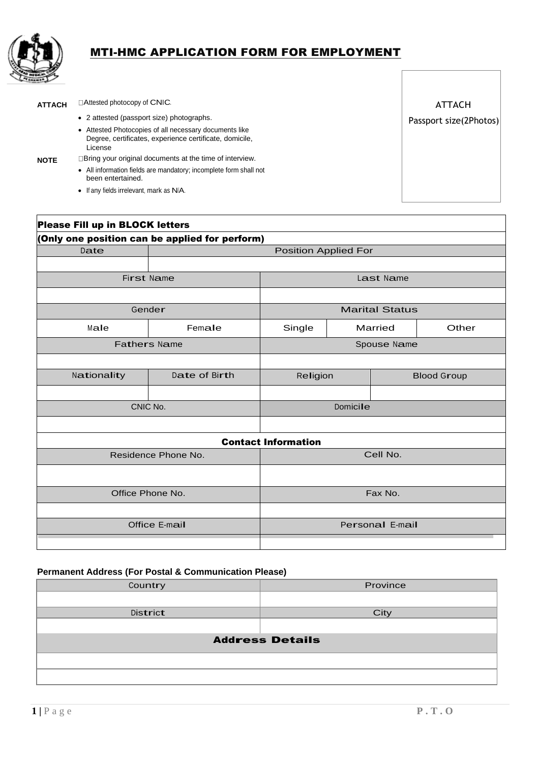# MTI-HMC APPLICATION FORM FOR EMPLOYMENT

**ATTACH**
- Attested photocopy of CNIC.
- 2 attested (passport size) photographs.
- Attested Photocopies of all necessary documents like Degree, certificates, experience certificate, domicile, License

**NOTE**
- Bring your original documents at the time of interview.
- All information fields are mandatory; incomplete form shall not been entertained.
- If any fields irrelevant, mark as N/A.

ATTACH
Passport size(2Photos)

| **Please Fill up in BLOCK letters** | | | | | |
|---|---|---|---|---|---|
| **(Only one position can be applied for perform)** | | | | | |
| Date | Position Applied For | | | | |
| | | | | | |
| First Name | | Last Name | | | |
| | | | | | |
| Gender | | Marital Status | | | |
| Male | Female | Single | Married | | Other |
| Fathers Name | | Spouse Name | | | |
| | | | | | |
| Nationality | Date of Birth | Religion | | Blood Group | |
| | | | | | |
| CNIC No. | | Domicile | | | |
| | | | | | |
| **Contact Information** | | | | | |
| Residence Phone No. | | Cell No. | | | |
| | | | | | |
| Office Phone No. | | Fax No. | | | |
| | | | | | |
| Office E-mail | | Personal E-mail | | | |
| | | | | | |

**Permanent Address (For Postal & Communication Please)**

| Country | Province |
|---|---|
| | |
| District | City |
| | |
| **Address Details** | |
| | |
| | |

P.T.O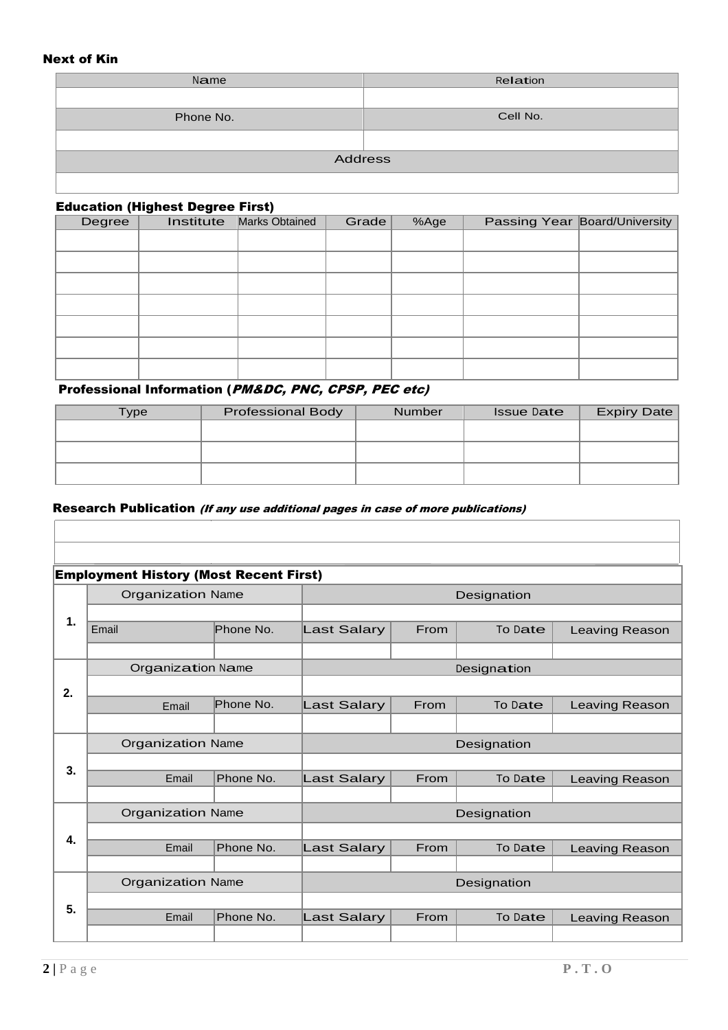**Next of Kin**

| Name | Relation |
| --- | --- |
| | |
| Phone No. | Cell No. |
| | |
| Address | |
| | |

**Education (Highest Degree First)**

| Degree | Institute | Marks Obtained | Grade | %Age | Passing Year | Board/University |
| --- | --- | --- | --- | --- | --- | --- |
| | | | | | | |
| | | | | | | |
| | | | | | | |
| | | | | | | |
| | | | | | | |
| | | | | | | |
| | | | | | | |

**Professional Information (*PM&DC, PNC, CPSP, PEC etc)***

| Type | Professional Body | Number | Issue Date | Expiry Date |
| --- | --- | --- | --- | --- |
| | | | | |
| | | | | |
| | | | | |

**Research Publication** ***(If any use additional pages in case of more publications)***

| |
| --- |
| |
| |

**Employment History (Most Recent First)**

| | Organization Name | | Designation | | | |
| --- | --- | --- | --- | --- | --- | --- |
| **1.** | | | | | | |
| | Email | Phone No. | Last Salary | From | To Date | Leaving Reason |
| | | | | | | |
| | Organization Name | | Designation | | | |
| **2.** | | | | | | |
| | Email | Phone No. | Last Salary | From | To Date | Leaving Reason |
| | | | | | | |
| | Organization Name | | Designation | | | |
| **3.** | | | | | | |
| | Email | Phone No. | Last Salary | From | To Date | Leaving Reason |
| | | | | | | |
| | Organization Name | | Designation | | | |
| **4.** | | | | | | |
| | Email | Phone No. | Last Salary | From | To Date | Leaving Reason |
| | | | | | | |
| | Organization Name | | Designation | | | |
| **5.** | | | | | | |
| | Email | Phone No. | Last Salary | From | To Date | Leaving Reason |
| | | | | | | |

**P . T . O**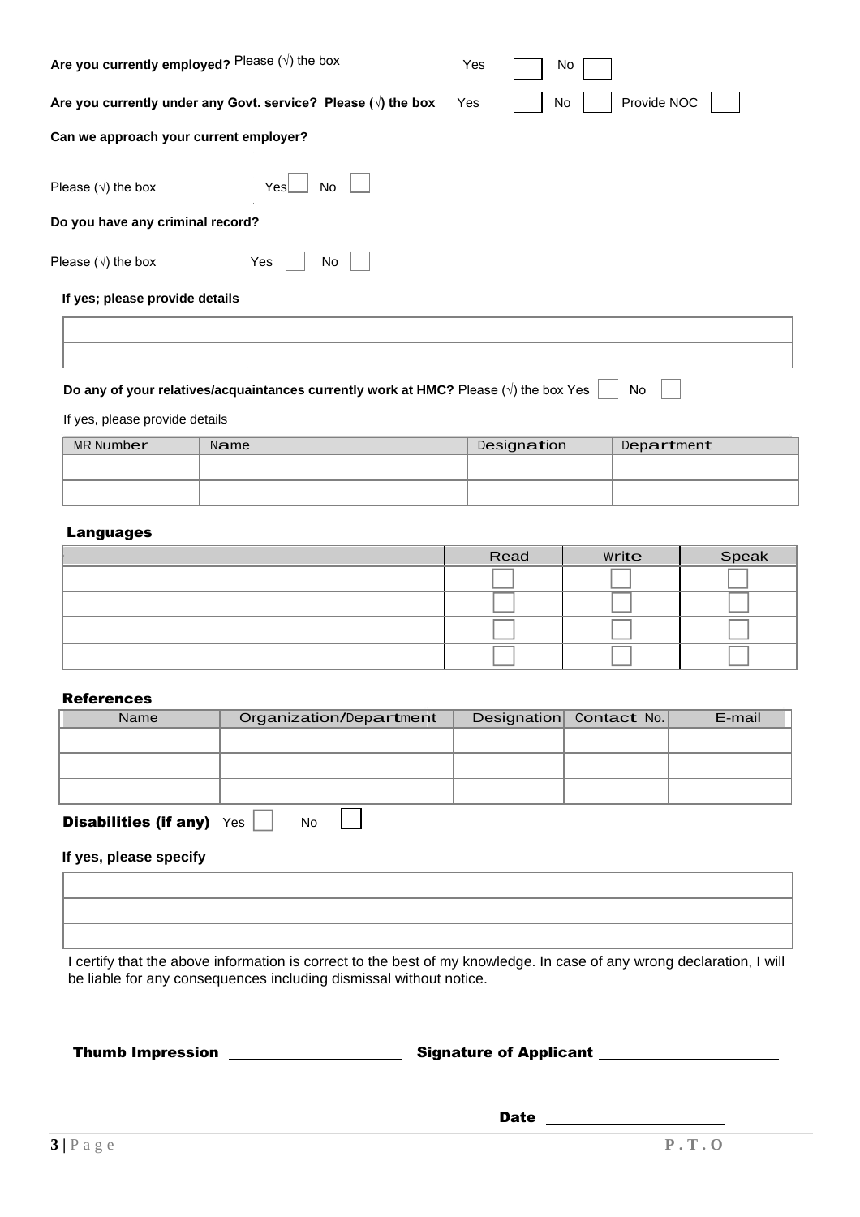**Are you currently employed?** Please (√) the box Yes ☐ No ☐

**Are you currently under any Govt. service? Please (√) the box** Yes ☐ No ☐ Provide NOC ☐

**Can we approach your current employer?**

Please (√) the box Yes ☐ No ☐

**Do you have any criminal record?**

Please (√) the box Yes ☐ No ☐

**If yes; please provide details**

| |
|---|
| |
| |

**Do any of your relatives/acquaintances currently work at HMC?** Please (√) the box Yes ☐ No ☐

If yes, please provide details

| MR Number | Name | Designation | Department |
|---|---|---|---|
| | | | |
| | | | |

## Languages

| | Read | Write | Speak |
|---|---|---|---|
| | ☐ | ☐ | ☐ |
| | ☐ | ☐ | ☐ |
| | ☐ | ☐ | ☐ |
| | ☐ | ☐ | ☐ |

## References

| Name | Organization/Department | Designation | Contact No. | E-mail |
|---|---|---|---|---|
| | | | | |
| | | | | |
| | | | | |

**Disabilities (if any)** Yes ☐ No ☐

**If yes, please specify**

| |
|---|
| |
| |
| |

I certify that the above information is correct to the best of my knowledge. In case of any wrong declaration, I will be liable for any consequences including dismissal without notice.

**Thumb Impression** ____________________ **Signature of Applicant** ____________________

**Date** ____________________

**P . T . O**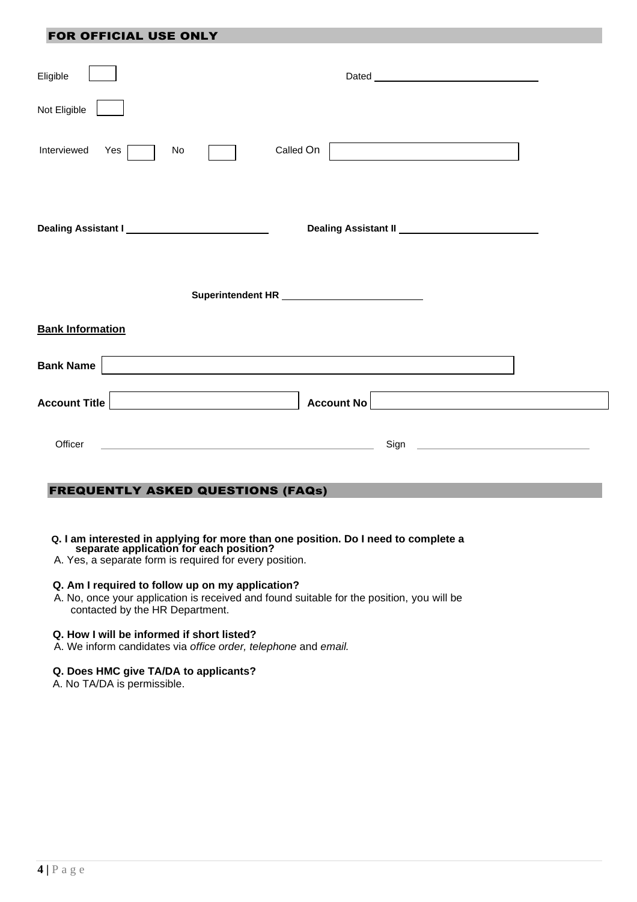## FOR OFFICIAL USE ONLY

Eligible ☐ Dated ______________________

Not Eligible ☐

Interviewed Yes ☐ No ☐ Called On ______________________

**Dealing Assistant I** ______________________ **Dealing Assistant II** ______________________

**Superintendent HR** ______________________

**Bank Information**

**Bank Name** ______________________

**Account Title** ______________________ **Account No** ______________________

Officer ______________________ Sign ______________________

## FREQUENTLY ASKED QUESTIONS (FAQs)

**Q. I am interested in applying for more than one position. Do I need to complete a separate application for each position?**
A. Yes, a separate form is required for every position.

**Q. Am I required to follow up on my application?**
A. No, once your application is received and found suitable for the position, you will be contacted by the HR Department.

**Q. How I will be informed if short listed?**
A. We inform candidates via *office order, telephone* and *email.*

**Q. Does HMC give TA/DA to applicants?**
A. No TA/DA is permissible.